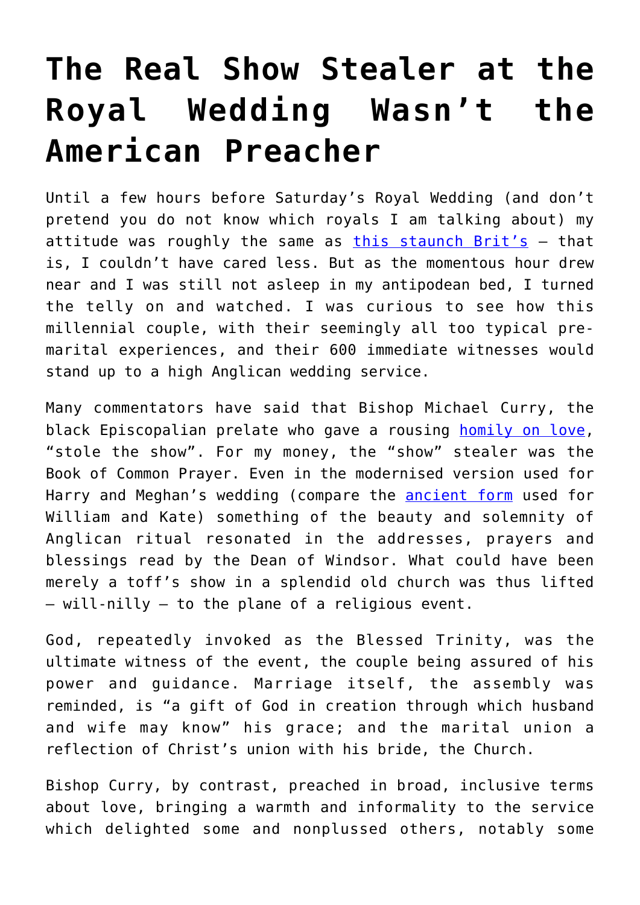# The Real Show Stealer at the Royal Wedding Wasn't the American Preacher

Until a few hours before Saturday's Royal Wedding (and don't pretend you do not know which royals I am talking about) my attitude was roughly the same as this staunch Brit's – that is, I couldn't have cared less. But as the momentous hour drew near and I was still not asleep in my antipodean bed, I turned the telly on and watched. I was curious to see how this millennial couple, with their seemingly all too typical pre-marital experiences, and their 600 immediate witnesses would stand up to a high Anglican wedding service.

Many commentators have said that Bishop Michael Curry, the black Episcopalian prelate who gave a rousing homily on love, "stole the show". For my money, the "show" stealer was the Book of Common Prayer. Even in the modernised version used for Harry and Meghan's wedding (compare the ancient form used for William and Kate) something of the beauty and solemnity of Anglican ritual resonated in the addresses, prayers and blessings read by the Dean of Windsor. What could have been merely a toff's show in a splendid old church was thus lifted – will-nilly – to the plane of a religious event.

God, repeatedly invoked as the Blessed Trinity, was the ultimate witness of the event, the couple being assured of his power and guidance. Marriage itself, the assembly was reminded, is "a gift of God in creation through which husband and wife may know" his grace; and the marital union a reflection of Christ's union with his bride, the Church.

Bishop Curry, by contrast, preached in broad, inclusive terms about love, bringing a warmth and informality to the service which delighted some and nonplussed others, notably some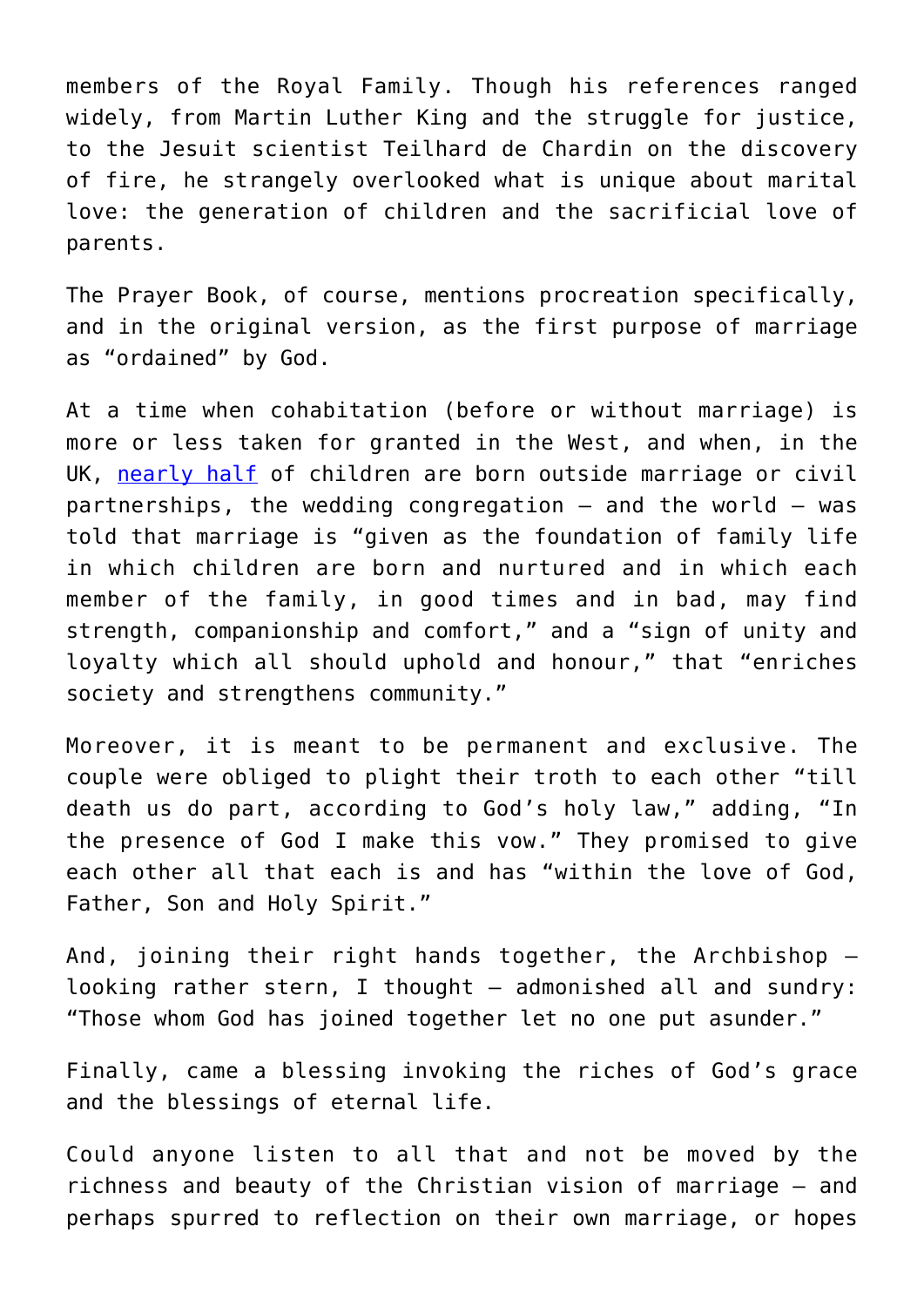members of the Royal Family. Though his references ranged widely, from Martin Luther King and the struggle for justice, to the Jesuit scientist Teilhard de Chardin on the discovery of fire, he strangely overlooked what is unique about marital love: the generation of children and the sacrificial love of parents.

The Prayer Book, of course, mentions procreation specifically, and in the original version, as the first purpose of marriage as "ordained" by God.

At a time when cohabitation (before or without marriage) is more or less taken for granted in the West, and when, in the UK, [nearly half] of children are born outside marriage or civil partnerships, the wedding congregation – and the world – was told that marriage is "given as the foundation of family life in which children are born and nurtured and in which each member of the family, in good times and in bad, may find strength, companionship and comfort," and a "sign of unity and loyalty which all should uphold and honour," that "enriches society and strengthens community."

Moreover, it is meant to be permanent and exclusive. The couple were obliged to plight their troth to each other "till death us do part, according to God's holy law," adding, "In the presence of God I make this vow." They promised to give each other all that each is and has "within the love of God, Father, Son and Holy Spirit."

And, joining their right hands together, the Archbishop – looking rather stern, I thought – admonished all and sundry: "Those whom God has joined together let no one put asunder."

Finally, came a blessing invoking the riches of God's grace and the blessings of eternal life.

Could anyone listen to all that and not be moved by the richness and beauty of the Christian vision of marriage – and perhaps spurred to reflection on their own marriage, or hopes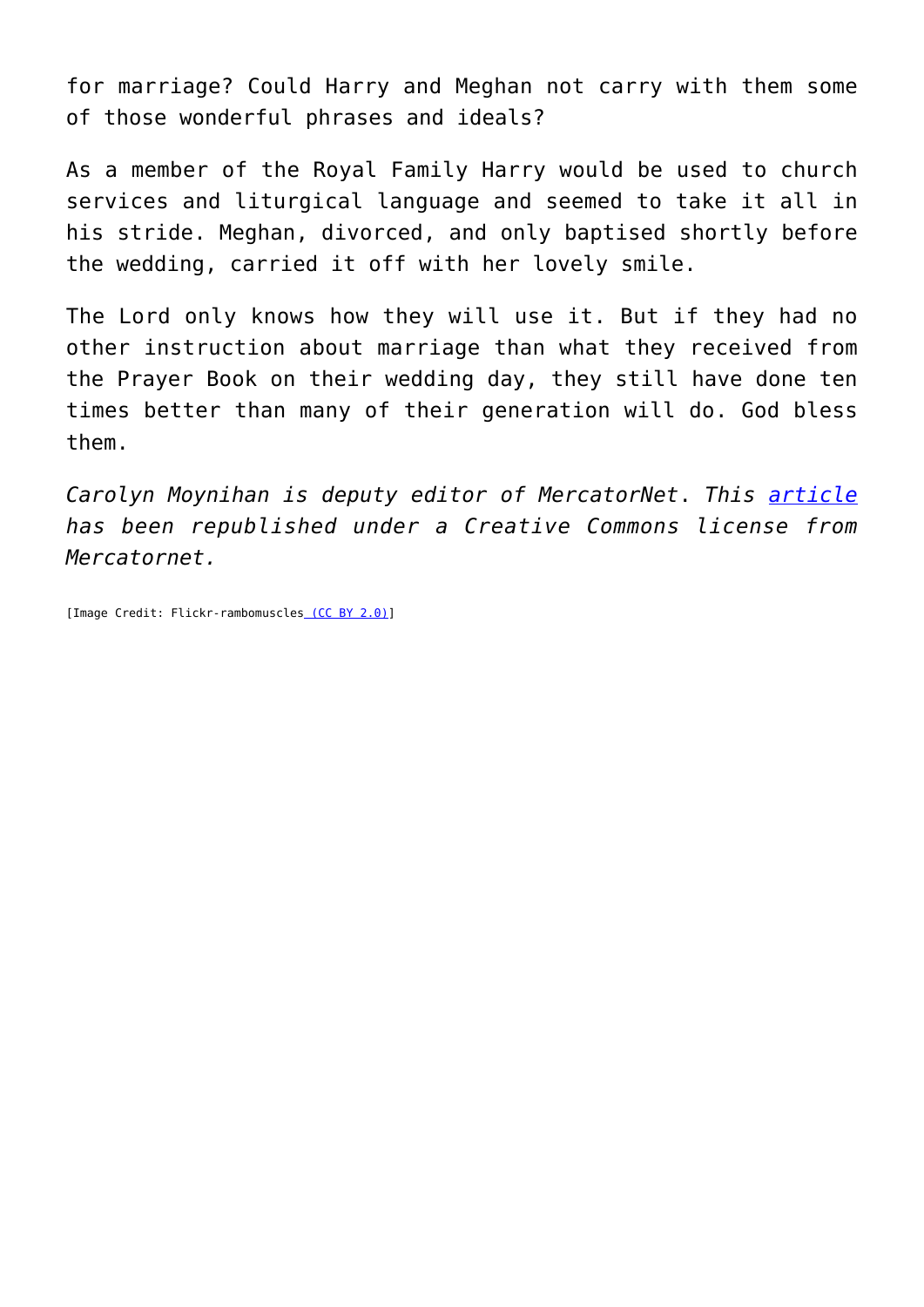for marriage? Could Harry and Meghan not carry with them some of those wonderful phrases and ideals?

As a member of the Royal Family Harry would be used to church services and liturgical language and seemed to take it all in his stride. Meghan, divorced, and only baptised shortly before the wedding, carried it off with her lovely smile.

The Lord only knows how they will use it. But if they had no other instruction about marriage than what they received from the Prayer Book on their wedding day, they still have done ten times better than many of their generation will do. God bless them.

*Carolyn Moynihan is deputy editor of MercatorNet. This [article](#) has been republished under a Creative Commons license from Mercatornet.*

[Image Credit: Flickr-rambomuscles [(CC BY 2.0)](#)]